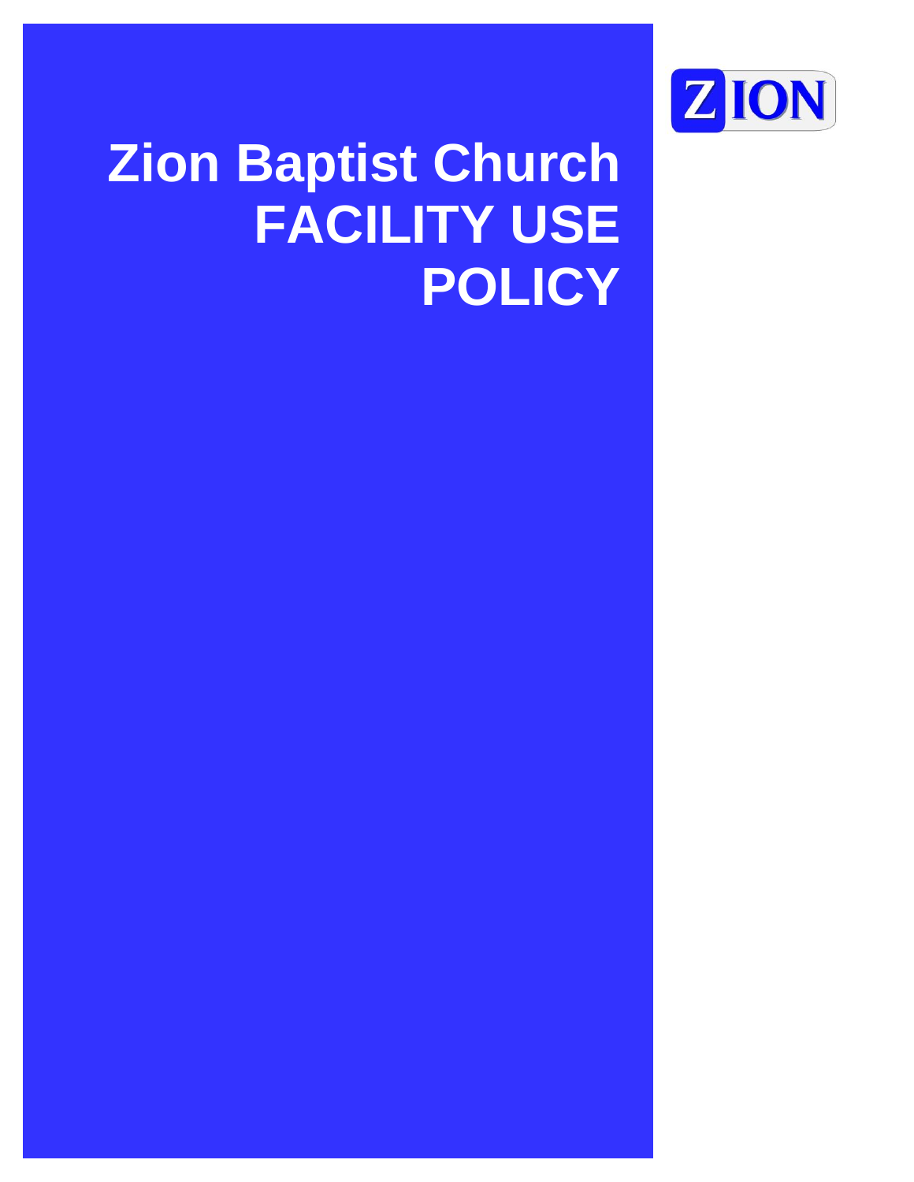ZION

# Zion Baptist Church FACILITY USE POLICY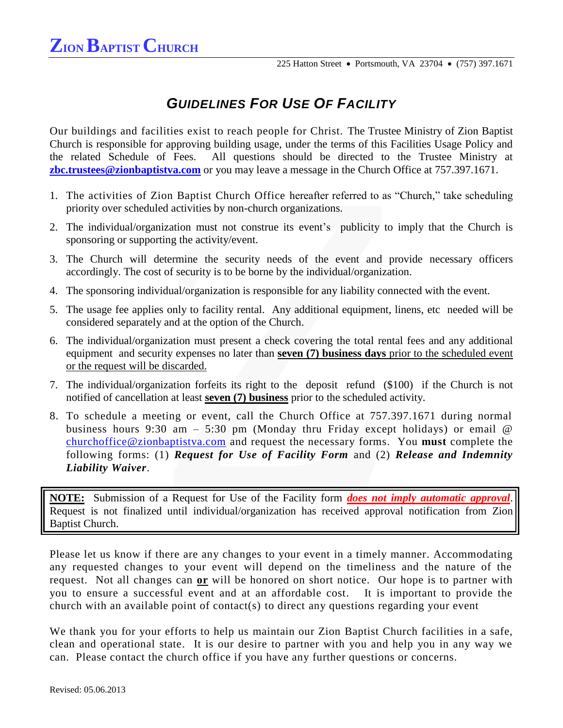# ZION BAPTIST CHURCH

225 Hatton Street • Portsmouth, VA 23704 • (757) 397.1671

## *GUIDELINES FOR USE OF FACILITY*

Our buildings and facilities exist to reach people for Christ. The Trustee Ministry of Zion Baptist Church is responsible for approving building usage, under the terms of this Facilities Usage Policy and the related Schedule of Fees. All questions should be directed to the Trustee Ministry at **zbc.trustees@zionbaptistva.com** or you may leave a message in the Church Office at 757.397.1671.

1. The activities of Zion Baptist Church Office hereafter referred to as "Church," take scheduling priority over scheduled activities by non-church organizations.
2. The individual/organization must not construe its event's publicity to imply that the Church is sponsoring or supporting the activity/event.
3. The Church will determine the security needs of the event and provide necessary officers accordingly. The cost of security is to be borne by the individual/organization.
4. The sponsoring individual/organization is responsible for any liability connected with the event.
5. The usage fee applies only to facility rental. Any additional equipment, linens, etc needed will be considered separately and at the option of the Church.
6. The individual/organization must present a check covering the total rental fees and any additional equipment and security expenses no later than **seven (7) business days** prior to the scheduled event or the request will be discarded.
7. The individual/organization forfeits its right to the deposit refund ($100) if the Church is not notified of cancellation at least **seven (7) business** prior to the scheduled activity.
8. To schedule a meeting or event, call the Church Office at 757.397.1671 during normal business hours 9:30 am – 5:30 pm (Monday thru Friday except holidays) or email @ churchoffice@zionbaptistva.com and request the necessary forms. You **must** complete the following forms: (1) ***Request for Use of Facility Form*** and (2) ***Release and Indemnity Liability Waiver***.

> **NOTE:** Submission of a Request for Use of the Facility form ***does not imply automatic approval***. Request is not finalized until individual/organization has received approval notification from Zion Baptist Church.

Please let us know if there are any changes to your event in a timely manner. Accommodating any requested changes to your event will depend on the timeliness and the nature of the request. Not all changes can **or** will be honored on short notice. Our hope is to partner with you to ensure a successful event and at an affordable cost. It is important to provide the church with an available point of contact(s) to direct any questions regarding your event

We thank you for your efforts to help us maintain our Zion Baptist Church facilities in a safe, clean and operational state. It is our desire to partner with you and help you in any way we can. Please contact the church office if you have any further questions or concerns.

Revised: 05.06.2013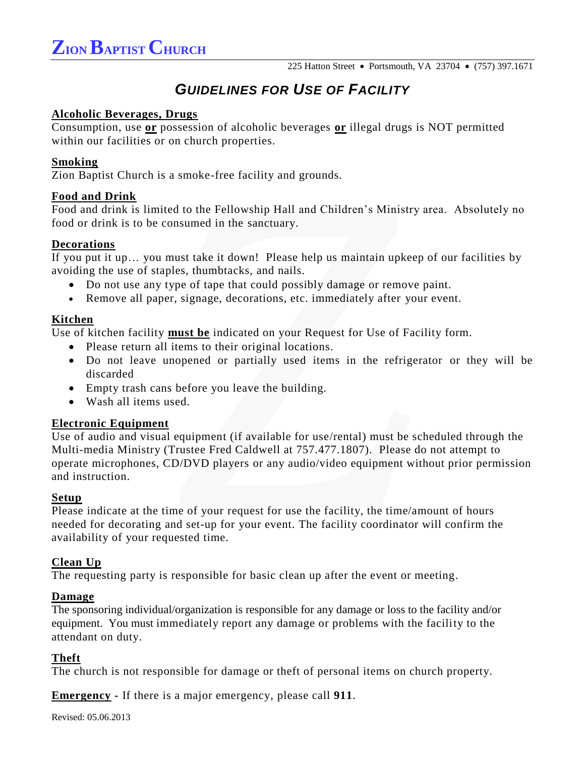# Zion Baptist Church

225 Hatton Street • Portsmouth, VA 23704 • (757) 397.1671

## *Guidelines for Use of Facility*

**Alcoholic Beverages, Drugs**
Consumption, use **or** possession of alcoholic beverages **or** illegal drugs is NOT permitted within our facilities or on church properties.

**Smoking**
Zion Baptist Church is a smoke-free facility and grounds.

**Food and Drink**
Food and drink is limited to the Fellowship Hall and Children's Ministry area. Absolutely no food or drink is to be consumed in the sanctuary.

**Decorations**
If you put it up… you must take it down! Please help us maintain upkeep of our facilities by avoiding the use of staples, thumbtacks, and nails.

- Do not use any type of tape that could possibly damage or remove paint.
- Remove all paper, signage, decorations, etc. immediately after your event.

**Kitchen**
Use of kitchen facility **must be** indicated on your Request for Use of Facility form.

- Please return all items to their original locations.
- Do not leave unopened or partially used items in the refrigerator or they will be discarded
- Empty trash cans before you leave the building.
- Wash all items used.

**Electronic Equipment**
Use of audio and visual equipment (if available for use/rental) must be scheduled through the Multi-media Ministry (Trustee Fred Caldwell at 757.477.1807). Please do not attempt to operate microphones, CD/DVD players or any audio/video equipment without prior permission and instruction.

**Setup**
Please indicate at the time of your request for use the facility, the time/amount of hours needed for decorating and set-up for your event. The facility coordinator will confirm the availability of your requested time.

**Clean Up**
The requesting party is responsible for basic clean up after the event or meeting.

**Damage**
The sponsoring individual/organization is responsible for any damage or loss to the facility and/or equipment. You must immediately report any damage or problems with the facility to the attendant on duty.

**Theft**
The church is not responsible for damage or theft of personal items on church property.

**Emergency** - If there is a major emergency, please call **911**.

Revised: 05.06.2013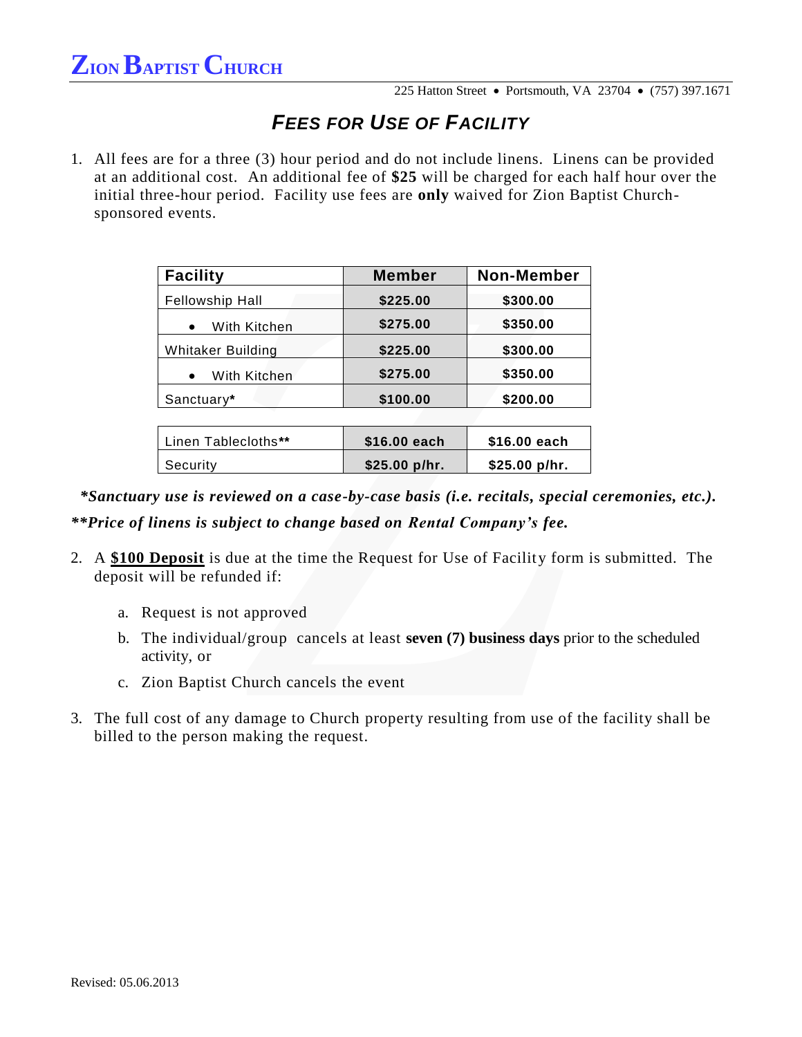# Zion Baptist Church

225 Hatton Street • Portsmouth, VA 23704 • (757) 397.1671

## *Fees for Use of Facility*

1. All fees are for a three (3) hour period and do not include linens. Linens can be provided at an additional cost. An additional fee of **$25** will be charged for each half hour over the initial three-hour period. Facility use fees are **only** waived for Zion Baptist Church-sponsored events.

| Facility | Member | Non-Member |
|---|---|---|
| Fellowship Hall | **$225.00** | **$300.00** |
| • With Kitchen | **$275.00** | **$350.00** |
| Whitaker Building | **$225.00** | **$300.00** |
| • With Kitchen | **$275.00** | **$350.00** |
| Sanctuary***** | **$100.00** | **$200.00** |

| | | |
|---|---|---|
| Linen Tablecloths****** | **$16.00 each** | **$16.00 each** |
| Security | **$25.00 p/hr.** | **$25.00 p/hr.** |

***Sanctuary use is reviewed on a case-by-case basis (i.e. recitals, special ceremonies, etc.).***

****Price of linens is subject to change based on Rental Company's fee.***

2. A **<u>$100 Deposit</u>** is due at the time the Request for Use of Facility form is submitted. The deposit will be refunded if:

   a. Request is not approved

   b. The individual/group cancels at least **seven (7) business days** prior to the scheduled activity, or

   c. Zion Baptist Church cancels the event

3. The full cost of any damage to Church property resulting from use of the facility shall be billed to the person making the request.

Revised: 05.06.2013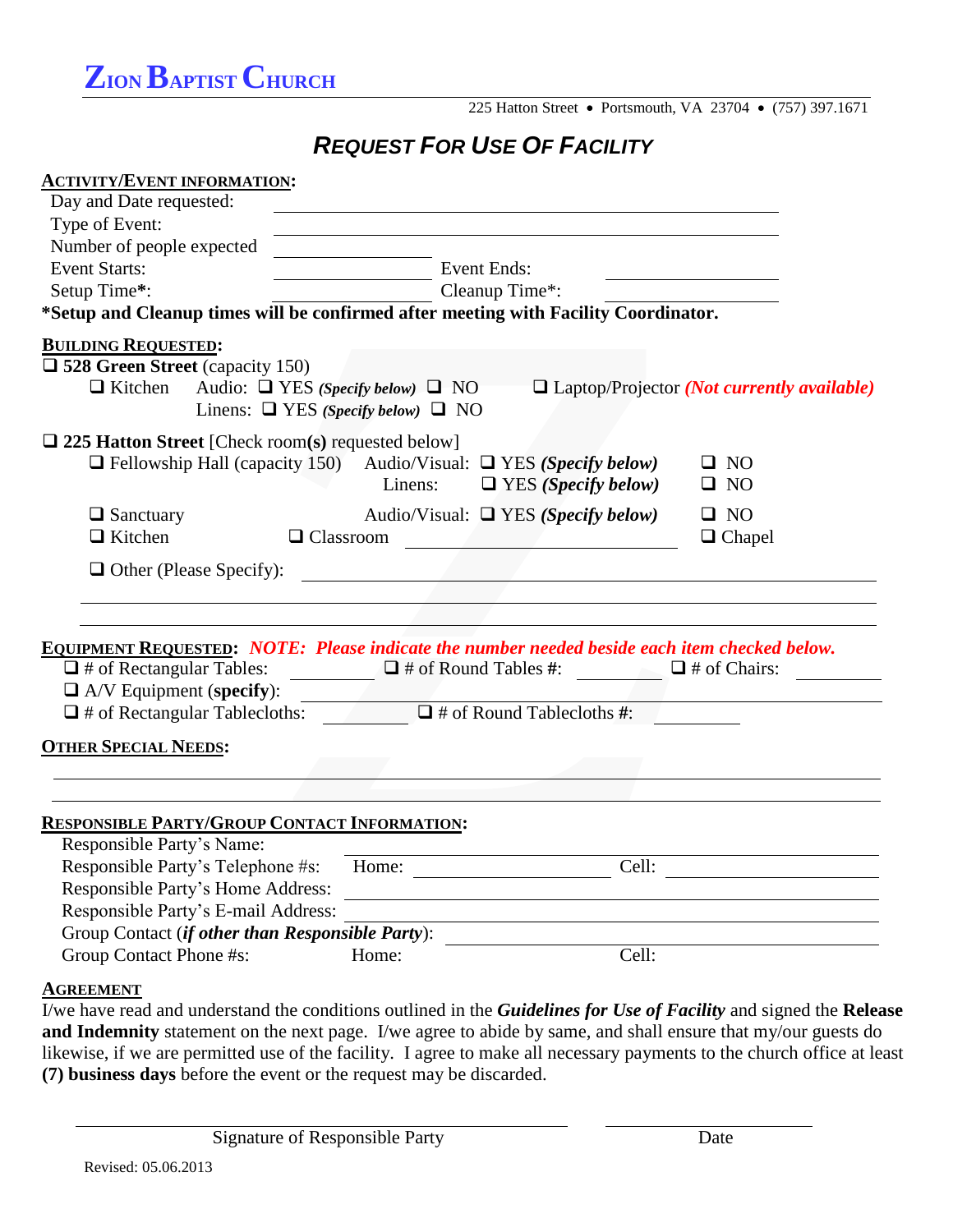# ZION BAPTIST CHURCH

225 Hatton Street • Portsmouth, VA 23704 • (757) 397.1671

## *REQUEST FOR USE OF FACILITY*

**ACTIVITY/EVENT INFORMATION:**

Day and Date requested: ______________________________

Type of Event: ______________________________

Number of people expected ______________

Event Starts: ______________ Event Ends: ______________

Setup Time*: ______________ Cleanup Time*: ______________

**\*Setup and Cleanup times will be confirmed after meeting with Facility Coordinator.**

**BUILDING REQUESTED:**

❑ **528 Green Street** (capacity 150)

- ❑ Kitchen  Audio: ❑ YES ***(Specify below)*** ❑ NO  ❑ Laptop/Projector ***(Not currently available)***
- Linens: ❑ YES ***(Specify below)*** ❑ NO

❑ **225 Hatton Street** [Check room**(s)** requested below]

- ❑ Fellowship Hall (capacity 150)  Audio/Visual: ❑ YES ***(Specify below)*** ❑ NO
- Linens: ❑ YES ***(Specify below)*** ❑ NO
- ❑ Sanctuary  Audio/Visual: ❑ YES ***(Specify below)*** ❑ NO
- ❑ Kitchen  ❑ Classroom ______________ ❑ Chapel
- ❑ Other (Please Specify): ______________________________

______________________________________________________________

______________________________________________________________

**EQUIPMENT REQUESTED:** ***NOTE: Please indicate the number needed beside each item checked below.***

❑ # of Rectangular Tables: ________ ❑ # of Round Tables **#**: ________ ❑ # of Chairs: ________

❑ A/V Equipment (**specify**): ______________________________

❑ # of Rectangular Tablecloths: ________ ❑ # of Round Tablecloths **#**: ________

**OTHER SPECIAL NEEDS:**

______________________________________________________________

______________________________________________________________

**RESPONSIBLE PARTY/GROUP CONTACT INFORMATION:**

Responsible Party's Name: ______________________________

Responsible Party's Telephone #s: Home: ______________ Cell: ______________

Responsible Party's Home Address: ______________________________

Responsible Party's E-mail Address: ______________________________

Group Contact (***if other than Responsible Party***): ______________________________

Group Contact Phone #s: Home: Cell:

**AGREEMENT**

I/we have read and understand the conditions outlined in the ***Guidelines for Use of Facility*** and signed the **Release and Indemnity** statement on the next page. I/we agree to abide by same, and shall ensure that my/our guests do likewise, if we are permitted use of the facility. I agree to make all necessary payments to the church office at least **(7) business days** before the event or the request may be discarded.

______________________________ ______________

Signature of Responsible Party  Date

Revised: 05.06.2013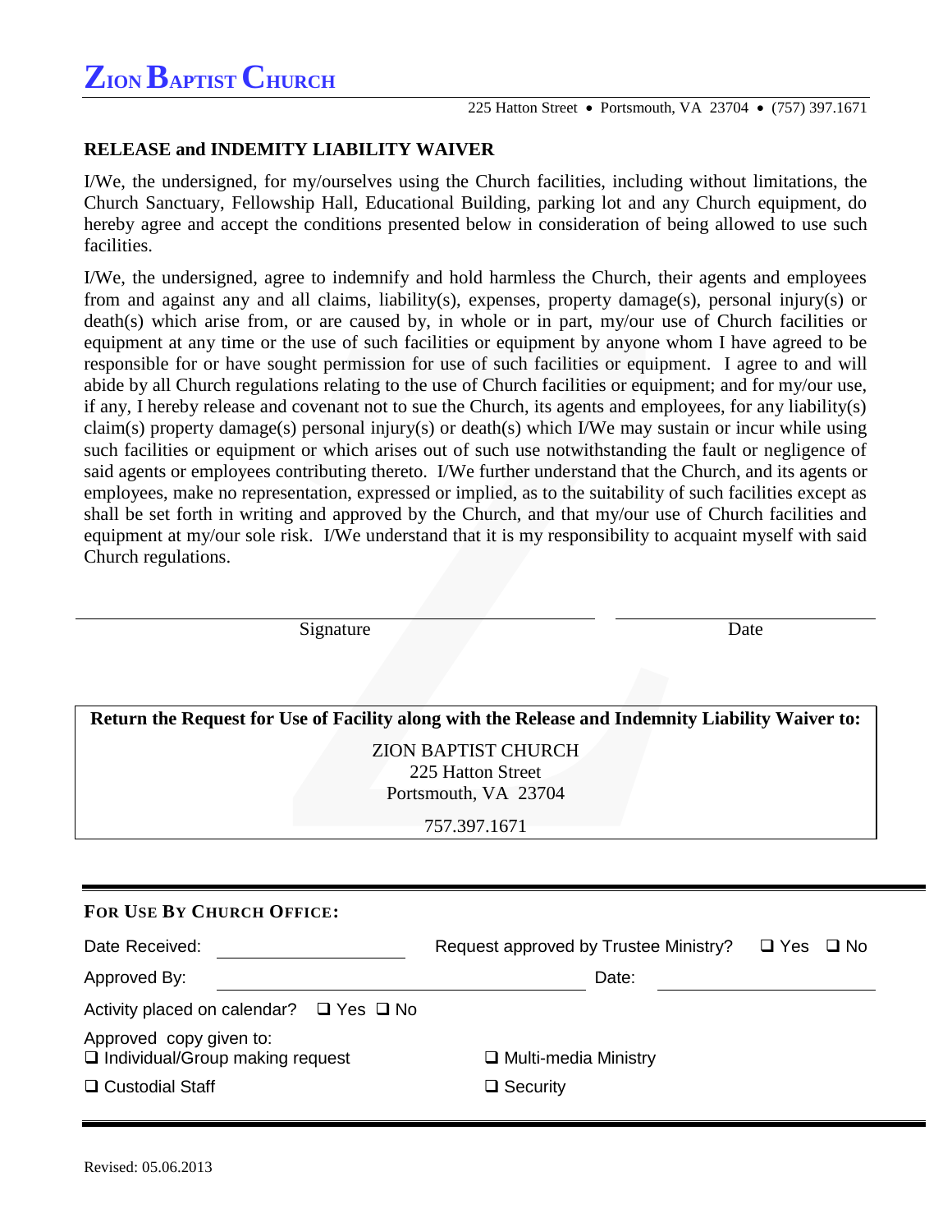# ZION BAPTIST CHURCH

225 Hatton Street • Portsmouth, VA 23704 • (757) 397.1671

## RELEASE and INDEMITY LIABILITY WAIVER

I/We, the undersigned, for my/ourselves using the Church facilities, including without limitations, the Church Sanctuary, Fellowship Hall, Educational Building, parking lot and any Church equipment, do hereby agree and accept the conditions presented below in consideration of being allowed to use such facilities.

I/We, the undersigned, agree to indemnify and hold harmless the Church, their agents and employees from and against any and all claims, liability(s), expenses, property damage(s), personal injury(s) or death(s) which arise from, or are caused by, in whole or in part, my/our use of Church facilities or equipment at any time or the use of such facilities or equipment by anyone whom I have agreed to be responsible for or have sought permission for use of such facilities or equipment. I agree to and will abide by all Church regulations relating to the use of Church facilities or equipment; and for my/our use, if any, I hereby release and covenant not to sue the Church, its agents and employees, for any liability(s) claim(s) property damage(s) personal injury(s) or death(s) which I/We may sustain or incur while using such facilities or equipment or which arises out of such use notwithstanding the fault or negligence of said agents or employees contributing thereto. I/We further understand that the Church, and its agents or employees, make no representation, expressed or implied, as to the suitability of such facilities except as shall be set forth in writing and approved by the Church, and that my/our use of Church facilities and equipment at my/our sole risk. I/We understand that it is my responsibility to acquaint myself with said Church regulations.

\_\_\_\_\_\_\_\_\_\_\_\_\_\_\_\_\_\_\_\_\_\_\_\_\_\_\_\_\_\_\_\_\_\_\_\_ Signature

\_\_\_\_\_\_\_\_\_\_\_\_\_\_\_\_\_\_ Date

**Return the Request for Use of Facility along with the Release and Indemnity Liability Waiver to:**

ZION BAPTIST CHURCH
225 Hatton Street
Portsmouth, VA 23704

757.397.1671

---

**FOR USE BY CHURCH OFFICE:**

Date Received: \_\_\_\_\_\_\_\_\_\_\_\_\_\_\_\_ Request approved by Trustee Ministry? ❑ Yes ❑ No

Approved By: \_\_\_\_\_\_\_\_\_\_\_\_\_\_\_\_\_\_\_\_\_\_\_\_\_\_\_\_\_\_ Date: \_\_\_\_\_\_\_\_\_\_\_\_\_\_\_\_

Activity placed on calendar? ❑ Yes ❑ No

Approved copy given to:

❑ Individual/Group making request ❑ Multi-media Ministry

❑ Custodial Staff ❑ Security

---

Revised: 05.06.2013